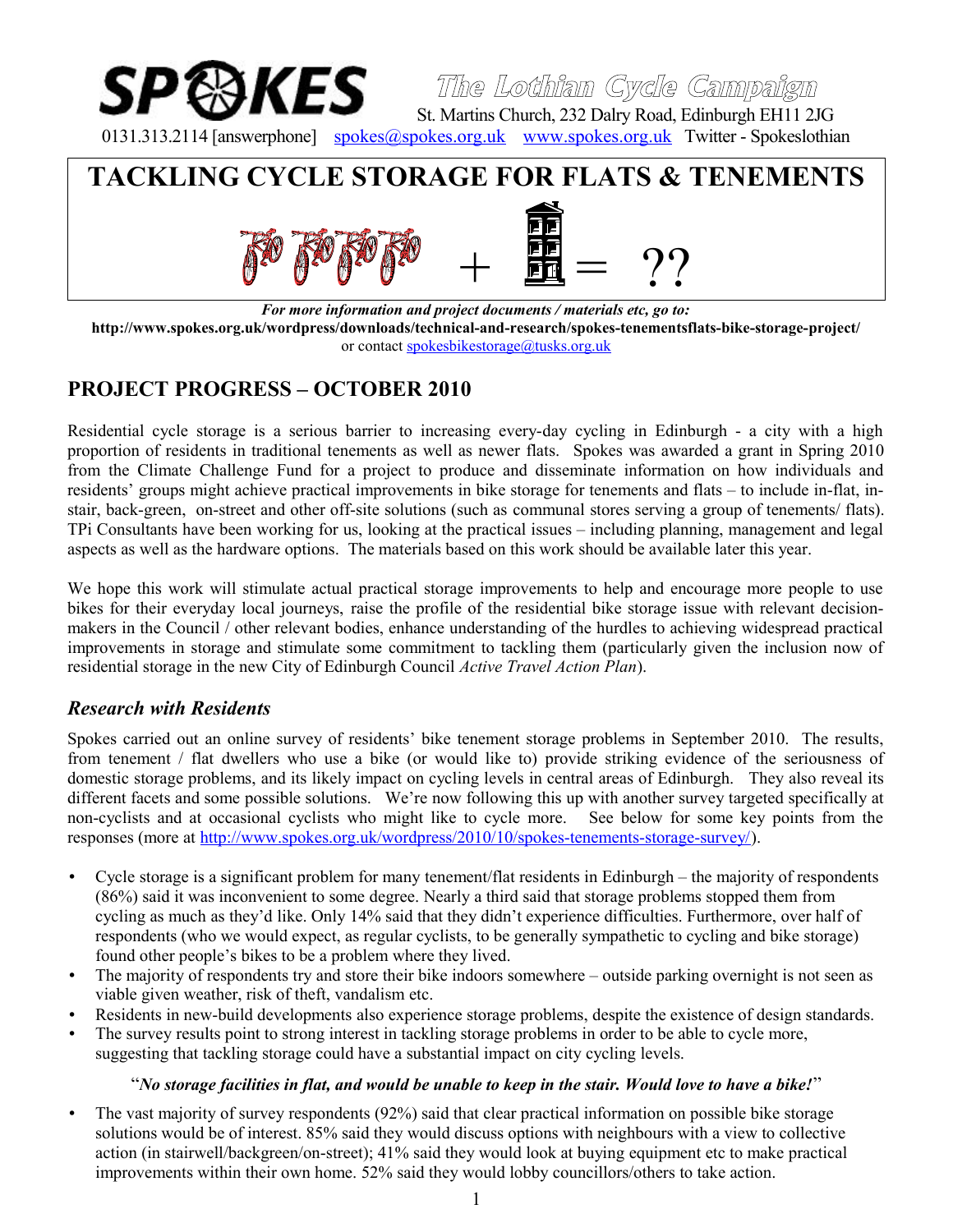**SPOKES** The Lothian Cycle Campaign

St. Martins Church, 232 Dalry Road, Edinburgh EH11 2JG

0131.313.2114 [answerphone] spokes@spokes.org.uk www.spokes.org.uk Twitter - Spokeslothian

# TACKLING CYCLE STORAGE FOR FLATS & TENEMENTS

+ = ??

***For more information and project documents / materials etc, go to:***

**http://www.spokes.org.uk/wordpress/downloads/technical-and-research/spokes-tenementsflats-bike-storage-project/**

or contact spokesbikestorage@tusks.org.uk

## PROJECT PROGRESS – OCTOBER 2010

Residential cycle storage is a serious barrier to increasing every-day cycling in Edinburgh - a city with a high proportion of residents in traditional tenements as well as newer flats. Spokes was awarded a grant in Spring 2010 from the Climate Challenge Fund for a project to produce and disseminate information on how individuals and residents' groups might achieve practical improvements in bike storage for tenements and flats – to include in-flat, in-stair, back-green, on-street and other off-site solutions (such as communal stores serving a group of tenements/ flats). TPi Consultants have been working for us, looking at the practical issues – including planning, management and legal aspects as well as the hardware options. The materials based on this work should be available later this year.

We hope this work will stimulate actual practical storage improvements to help and encourage more people to use bikes for their everyday local journeys, raise the profile of the residential bike storage issue with relevant decision-makers in the Council / other relevant bodies, enhance understanding of the hurdles to achieving widespread practical improvements in storage and stimulate some commitment to tackling them (particularly given the inclusion now of residential storage in the new City of Edinburgh Council *Active Travel Action Plan*).

### *Research with Residents*

Spokes carried out an online survey of residents' bike tenement storage problems in September 2010. The results, from tenement / flat dwellers who use a bike (or would like to) provide striking evidence of the seriousness of domestic storage problems, and its likely impact on cycling levels in central areas of Edinburgh. They also reveal its different facets and some possible solutions. We're now following this up with another survey targeted specifically at non-cyclists and at occasional cyclists who might like to cycle more. See below for some key points from the responses (more at http://www.spokes.org.uk/wordpress/2010/10/spokes-tenements-storage-survey/).

- Cycle storage is a significant problem for many tenement/flat residents in Edinburgh – the majority of respondents (86%) said it was inconvenient to some degree. Nearly a third said that storage problems stopped them from cycling as much as they'd like. Only 14% said that they didn't experience difficulties. Furthermore, over half of respondents (who we would expect, as regular cyclists, to be generally sympathetic to cycling and bike storage) found other people's bikes to be a problem where they lived.
- The majority of respondents try and store their bike indoors somewhere – outside parking overnight is not seen as viable given weather, risk of theft, vandalism etc.
- Residents in new-build developments also experience storage problems, despite the existence of design standards.
- The survey results point to strong interest in tackling storage problems in order to be able to cycle more, suggesting that tackling storage could have a substantial impact on city cycling levels.

"***No storage facilities in flat, and would be unable to keep in the stair. Would love to have a bike!***"

- The vast majority of survey respondents (92%) said that clear practical information on possible bike storage solutions would be of interest. 85% said they would discuss options with neighbours with a view to collective action (in stairwell/backgreen/on-street); 41% said they would look at buying equipment etc to make practical improvements within their own home. 52% said they would lobby councillors/others to take action.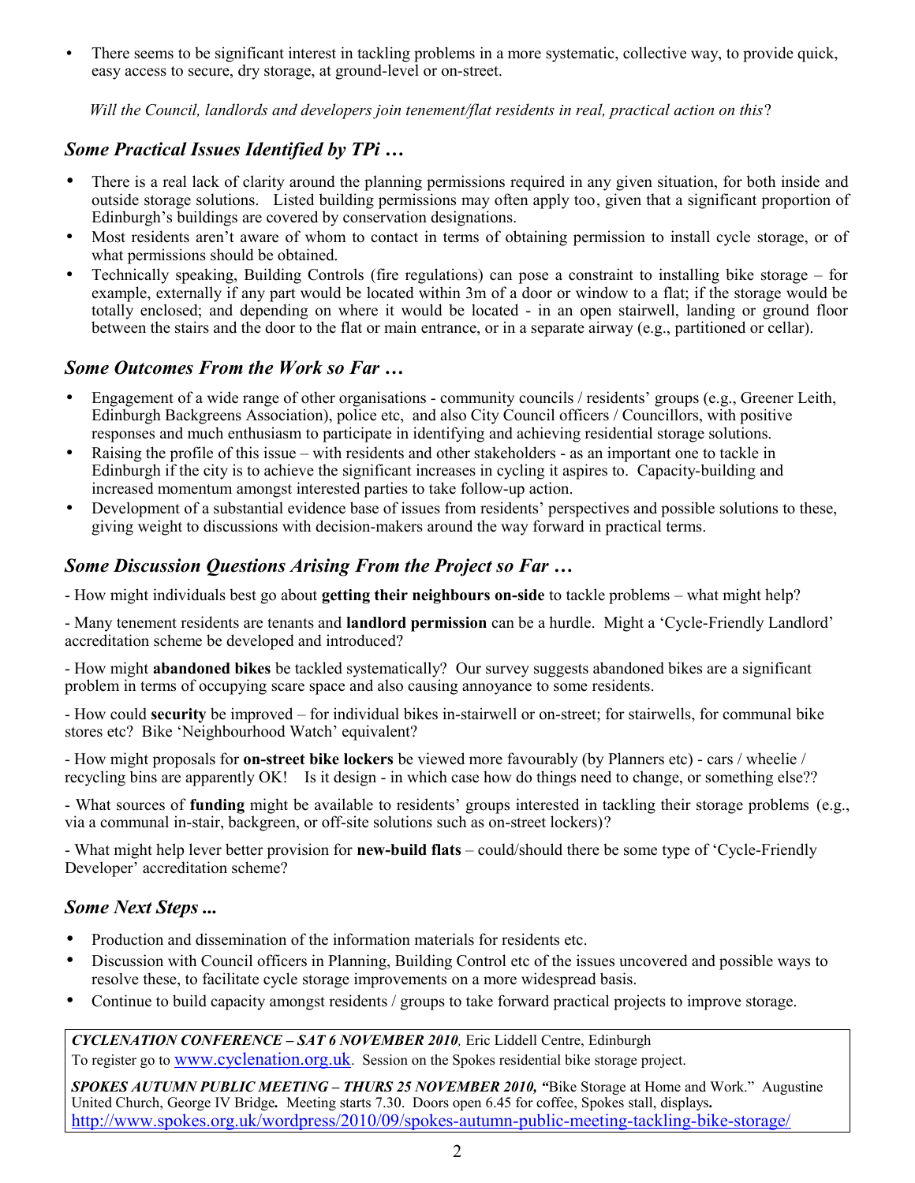- There seems to be significant interest in tackling problems in a more systematic, collective way, to provide quick, easy access to secure, dry storage, at ground-level or on-street.

*Will the Council, landlords and developers join tenement/flat residents in real, practical action on this*?

### *Some Practical Issues Identified by TPi …*

- There is a real lack of clarity around the planning permissions required in any given situation, for both inside and outside storage solutions. Listed building permissions may often apply too, given that a significant proportion of Edinburgh's buildings are covered by conservation designations.
- Most residents aren't aware of whom to contact in terms of obtaining permission to install cycle storage, or of what permissions should be obtained.
- Technically speaking, Building Controls (fire regulations) can pose a constraint to installing bike storage – for example, externally if any part would be located within 3m of a door or window to a flat; if the storage would be totally enclosed; and depending on where it would be located - in an open stairwell, landing or ground floor between the stairs and the door to the flat or main entrance, or in a separate airway (e.g., partitioned or cellar).

### *Some Outcomes From the Work so Far …*

- Engagement of a wide range of other organisations - community councils / residents' groups (e.g., Greener Leith, Edinburgh Backgreens Association), police etc, and also City Council officers / Councillors, with positive responses and much enthusiasm to participate in identifying and achieving residential storage solutions.
- Raising the profile of this issue – with residents and other stakeholders - as an important one to tackle in Edinburgh if the city is to achieve the significant increases in cycling it aspires to. Capacity-building and increased momentum amongst interested parties to take follow-up action.
- Development of a substantial evidence base of issues from residents' perspectives and possible solutions to these, giving weight to discussions with decision-makers around the way forward in practical terms.

### *Some Discussion Questions Arising From the Project so Far …*

- How might individuals best go about **getting their neighbours on-side** to tackle problems – what might help?

- Many tenement residents are tenants and **landlord permission** can be a hurdle. Might a 'Cycle-Friendly Landlord' accreditation scheme be developed and introduced?

- How might **abandoned bikes** be tackled systematically? Our survey suggests abandoned bikes are a significant problem in terms of occupying scare space and also causing annoyance to some residents.

- How could **security** be improved – for individual bikes in-stairwell or on-street; for stairwells, for communal bike stores etc? Bike 'Neighbourhood Watch' equivalent?

- How might proposals for **on-street bike lockers** be viewed more favourably (by Planners etc) - cars / wheelie / recycling bins are apparently OK! Is it design - in which case how do things need to change, or something else??

- What sources of **funding** might be available to residents' groups interested in tackling their storage problems (e.g., via a communal in-stair, backgreen, or off-site solutions such as on-street lockers)?

- What might help lever better provision for **new-build flats** – could/should there be some type of 'Cycle-Friendly Developer' accreditation scheme?

### *Some Next Steps ...*

- Production and dissemination of the information materials for residents etc.
- Discussion with Council officers in Planning, Building Control etc of the issues uncovered and possible ways to resolve these, to facilitate cycle storage improvements on a more widespread basis.
- Continue to build capacity amongst residents / groups to take forward practical projects to improve storage.

***CYCLENATION CONFERENCE – SAT 6 NOVEMBER 2010***, Eric Liddell Centre, Edinburgh
To register go to www.cyclenation.org.uk. Session on the Spokes residential bike storage project.

***SPOKES AUTUMN PUBLIC MEETING – THURS 25 NOVEMBER 2010***, "Bike Storage at Home and Work." Augustine United Church, George IV Bridge. Meeting starts 7.30. Doors open 6.45 for coffee, Spokes stall, displays.
http://www.spokes.org.uk/wordpress/2010/09/spokes-autumn-public-meeting-tackling-bike-storage/